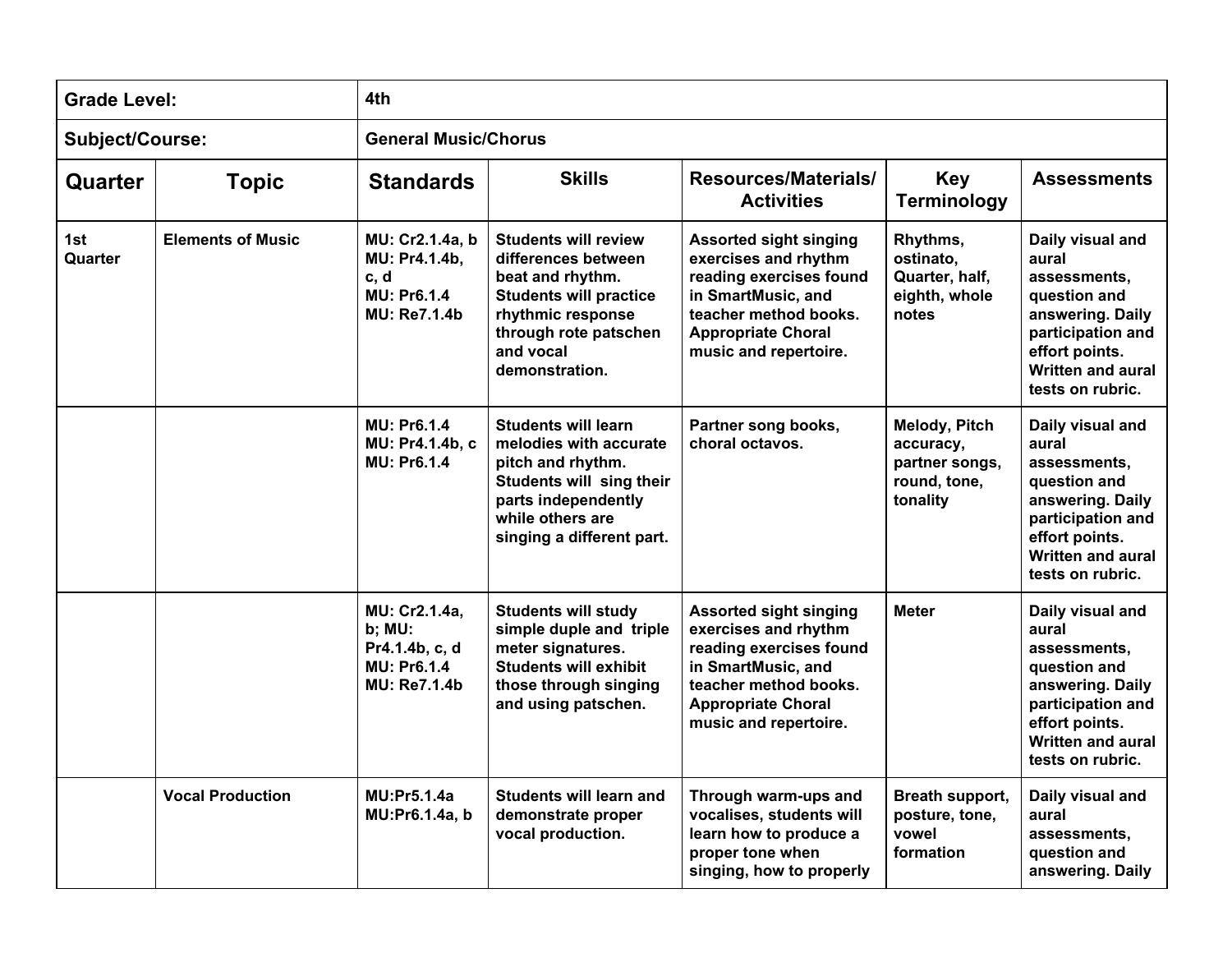| Grade Level: | 4th | | | | | |
|---|---|---|---|---|---|---|
| **Subject/Course:** | **General Music/Chorus** | | | | | |
| **Quarter** | **Topic** | **Standards** | **Skills** | **Resources/Materials/ Activities** | **Key Terminology** | **Assessments** |
| **1st Quarter** | **Elements of Music** | **MU: Cr2.1.4a, b MU: Pr4.1.4b, c, d MU: Pr6.1.4 MU: Re7.1.4b** | **Students will review differences between beat and rhythm. Students will practice rhythmic response through rote patschen and vocal demonstration.** | **Assorted sight singing exercises and rhythm reading exercises found in SmartMusic, and teacher method books. Appropriate Choral music and repertoire.** | **Rhythms, ostinato, Quarter, half, eighth, whole notes** | **Daily visual and aural assessments, question and answering. Daily participation and effort points. Written and aural tests on rubric.** |
| | | **MU: Pr6.1.4 MU: Pr4.1.4b, c MU: Pr6.1.4** | **Students will learn melodies with accurate pitch and rhythm. Students will sing their parts independently while others are singing a different part.** | **Partner song books, choral octavos.** | **Melody, Pitch accuracy, partner songs, round, tone, tonality** | **Daily visual and aural assessments, question and answering. Daily participation and effort points. Written and aural tests on rubric.** |
| | | **MU: Cr2.1.4a, b; MU: Pr4.1.4b, c, d MU: Pr6.1.4 MU: Re7.1.4b** | **Students will study simple duple and triple meter signatures. Students will exhibit those through singing and using patschen.** | **Assorted sight singing exercises and rhythm reading exercises found in SmartMusic, and teacher method books. Appropriate Choral music and repertoire.** | **Meter** | **Daily visual and aural assessments, question and answering. Daily participation and effort points. Written and aural tests on rubric.** |
| | **Vocal Production** | **MU:Pr5.1.4a MU:Pr6.1.4a, b** | **Students will learn and demonstrate proper vocal production.** | **Through warm-ups and vocalises, students will learn how to produce a proper tone when singing, how to properly** | **Breath support, posture, tone, vowel formation** | **Daily visual and aural assessments, question and answering. Daily** |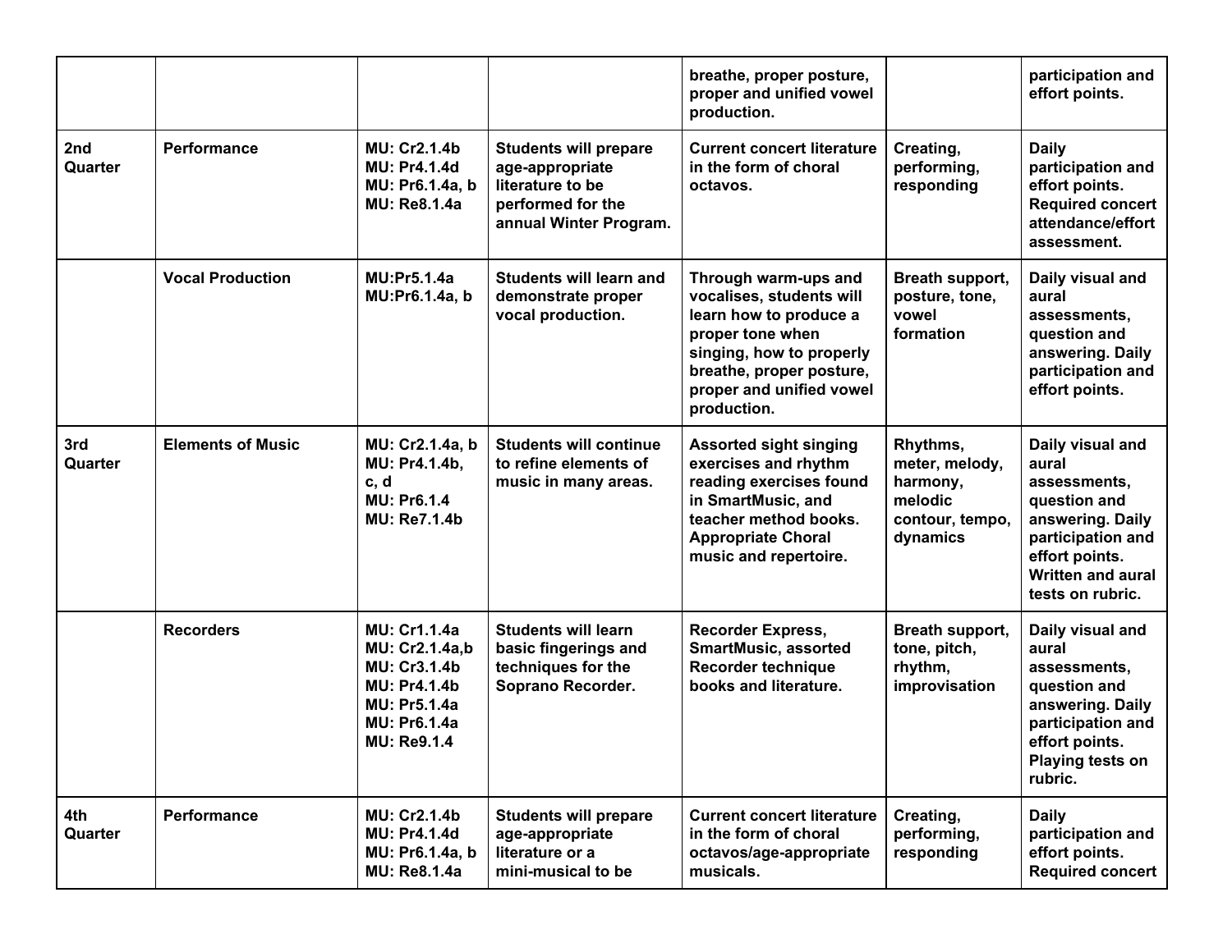| | | | | | | |
|---|---|---|---|---|---|---|
| | | | | **breathe, proper posture, proper and unified vowel production.** | | **participation and effort points.** |
| **2nd Quarter** | **Performance** | **MU: Cr2.1.4b MU: Pr4.1.4d MU: Pr6.1.4a, b MU: Re8.1.4a** | **Students will prepare age-appropriate literature to be performed for the annual Winter Program.** | **Current concert literature in the form of choral octavos.** | **Creating, performing, responding** | **Daily participation and effort points. Required concert attendance/effort assessment.** |
| | **Vocal Production** | **MU:Pr5.1.4a MU:Pr6.1.4a, b** | **Students will learn and demonstrate proper vocal production.** | **Through warm-ups and vocalises, students will learn how to produce a proper tone when singing, how to properly breathe, proper posture, proper and unified vowel production.** | **Breath support, posture, tone, vowel formation** | **Daily visual and aural assessments, question and answering. Daily participation and effort points.** |
| **3rd Quarter** | **Elements of Music** | **MU: Cr2.1.4a, b MU: Pr4.1.4b, c, d MU: Pr6.1.4 MU: Re7.1.4b** | **Students will continue to refine elements of music in many areas.** | **Assorted sight singing exercises and rhythm reading exercises found in SmartMusic, and teacher method books. Appropriate Choral music and repertoire.** | **Rhythms, meter, melody, harmony, melodic contour, tempo, dynamics** | **Daily visual and aural assessments, question and answering. Daily participation and effort points. Written and aural tests on rubric.** |
| | **Recorders** | **MU: Cr1.1.4a MU: Cr2.1.4a,b MU: Cr3.1.4b MU: Pr4.1.4b MU: Pr5.1.4a MU: Pr6.1.4a MU: Re9.1.4** | **Students will learn basic fingerings and techniques for the Soprano Recorder.** | **Recorder Express, SmartMusic, assorted Recorder technique books and literature.** | **Breath support, tone, pitch, rhythm, improvisation** | **Daily visual and aural assessments, question and answering. Daily participation and effort points. Playing tests on rubric.** |
| **4th Quarter** | **Performance** | **MU: Cr2.1.4b MU: Pr4.1.4d MU: Pr6.1.4a, b MU: Re8.1.4a** | **Students will prepare age-appropriate literature or a mini-musical to be** | **Current concert literature in the form of choral octavos/age-appropriate musicals.** | **Creating, performing, responding** | **Daily participation and effort points. Required concert** |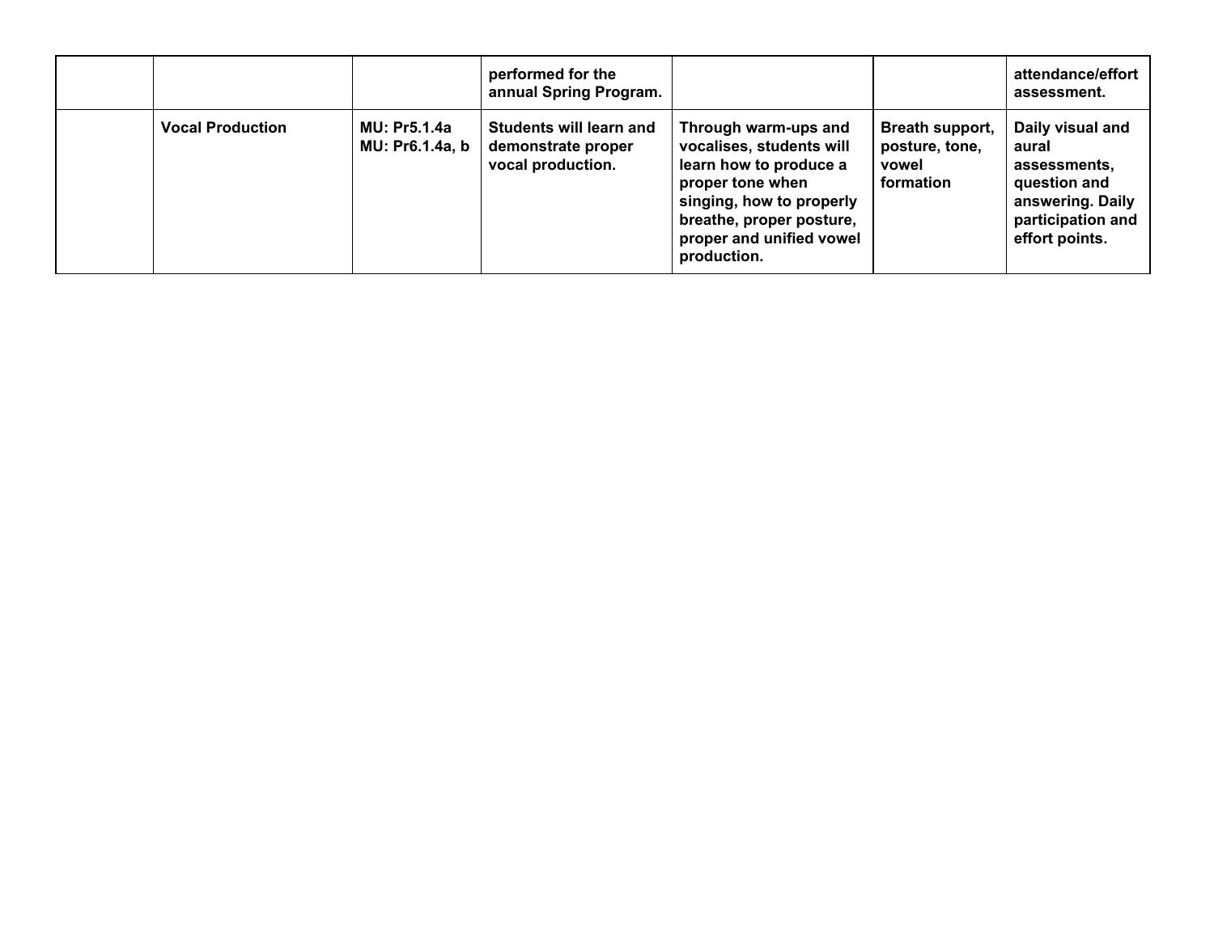| | | | | | | |
|---|---|---|---|---|---|---|
| | | | **performed for the annual Spring Program.** | | | **attendance/effort assessment.** |
| | **Vocal Production** | **MU: Pr5.1.4a MU: Pr6.1.4a, b** | **Students will learn and demonstrate proper vocal production.** | **Through warm-ups and vocalises, students will learn how to produce a proper tone when singing, how to properly breathe, proper posture, proper and unified vowel production.** | **Breath support, posture, tone, vowel formation** | **Daily visual and aural assessments, question and answering. Daily participation and effort points.** |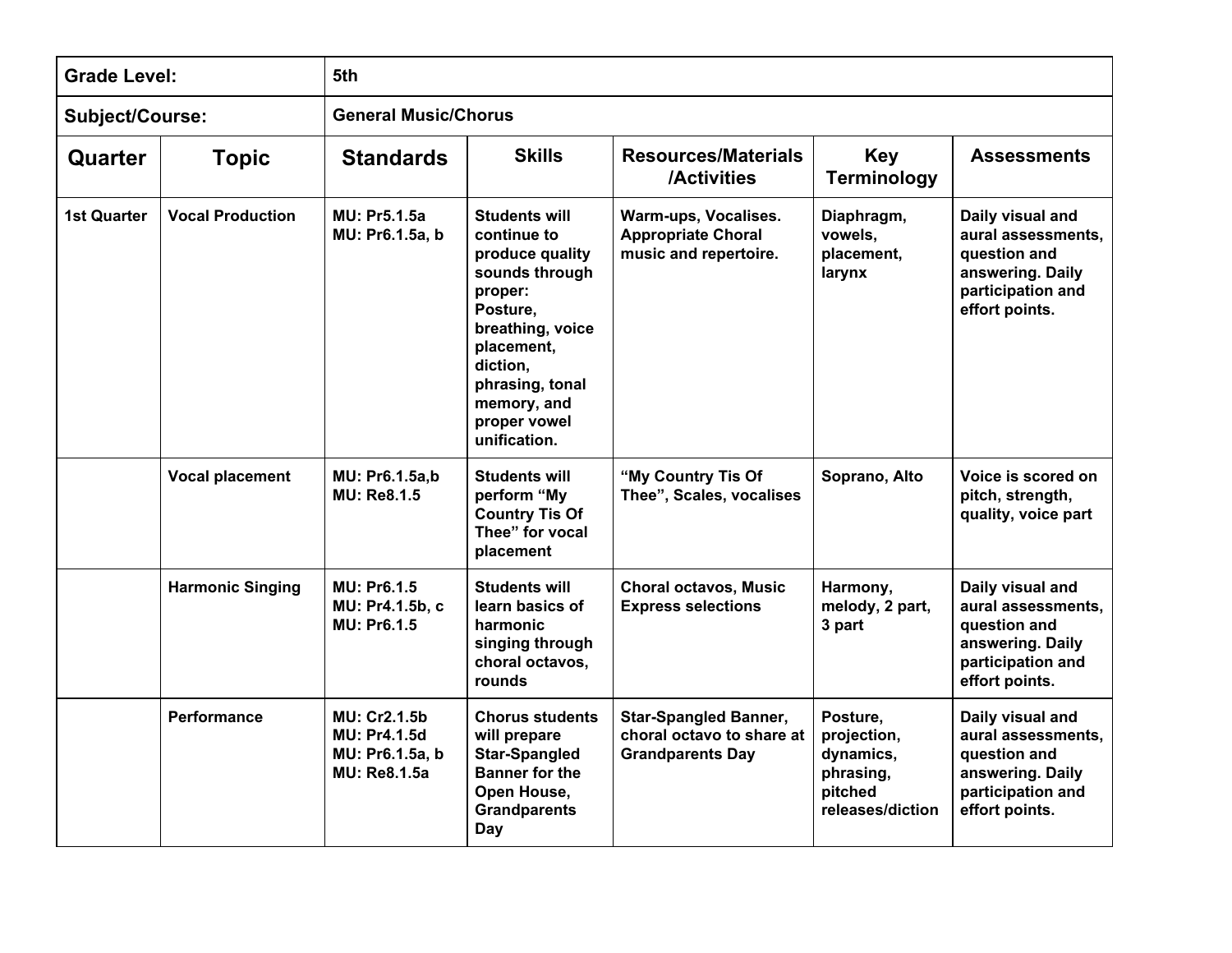| Grade Level: | 5th | | | | | |
|---|---|---|---|---|---|---|
| **Subject/Course:** | **General Music/Chorus** | | | | | |
| **Quarter** | **Topic** | **Standards** | **Skills** | **Resources/Materials /Activities** | **Key Terminology** | **Assessments** |
| **1st Quarter** | **Vocal Production** | **MU: Pr5.1.5a MU: Pr6.1.5a, b** | **Students will continue to produce quality sounds through proper: Posture, breathing, voice placement, diction, phrasing, tonal memory, and proper vowel unification.** | **Warm-ups, Vocalises. Appropriate Choral music and repertoire.** | **Diaphragm, vowels, placement, larynx** | **Daily visual and aural assessments, question and answering. Daily participation and effort points.** |
| | **Vocal placement** | **MU: Pr6.1.5a,b MU: Re8.1.5** | **Students will perform "My Country Tis Of Thee" for vocal placement** | **"My Country Tis Of Thee", Scales, vocalises** | **Soprano, Alto** | **Voice is scored on pitch, strength, quality, voice part** |
| | **Harmonic Singing** | **MU: Pr6.1.5 MU: Pr4.1.5b, c MU: Pr6.1.5** | **Students will learn basics of harmonic singing through choral octavos, rounds** | **Choral octavos, Music Express selections** | **Harmony, melody, 2 part, 3 part** | **Daily visual and aural assessments, question and answering. Daily participation and effort points.** |
| | **Performance** | **MU: Cr2.1.5b MU: Pr4.1.5d MU: Pr6.1.5a, b MU: Re8.1.5a** | **Chorus students will prepare Star-Spangled Banner for the Open House, Grandparents Day** | **Star-Spangled Banner, choral octavo to share at Grandparents Day** | **Posture, projection, dynamics, phrasing, pitched releases/diction** | **Daily visual and aural assessments, question and answering. Daily participation and effort points.** |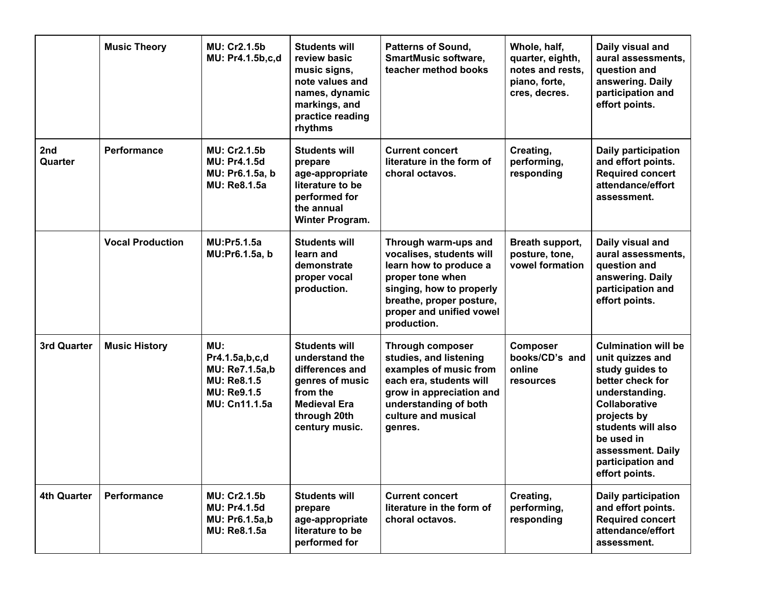| | | | | | | |
|---|---|---|---|---|---|---|
| | **Music Theory** | **MU: Cr2.1.5b**<br>**MU: Pr4.1.5b,c,d** | **Students will review basic music signs, note values and names, dynamic markings, and practice reading rhythms** | **Patterns of Sound, SmartMusic software, teacher method books** | **Whole, half, quarter, eighth, notes and rests, piano, forte, cres, decres.** | **Daily visual and aural assessments, question and answering. Daily participation and effort points.** |
| **2nd Quarter** | **Performance** | **MU: Cr2.1.5b**<br>**MU: Pr4.1.5d**<br>**MU: Pr6.1.5a, b**<br>**MU: Re8.1.5a** | **Students will prepare age-appropriate literature to be performed for the annual Winter Program.** | **Current concert literature in the form of choral octavos.** | **Creating, performing, responding** | **Daily participation and effort points. Required concert attendance/effort assessment.** |
| | **Vocal Production** | **MU:Pr5.1.5a**<br>**MU:Pr6.1.5a, b** | **Students will learn and demonstrate proper vocal production.** | **Through warm-ups and vocalises, students will learn how to produce a proper tone when singing, how to properly breathe, proper posture, proper and unified vowel production.** | **Breath support, posture, tone, vowel formation** | **Daily visual and aural assessments, question and answering. Daily participation and effort points.** |
| **3rd Quarter** | **Music History** | **MU: Pr4.1.5a,b,c,d**<br>**MU: Re7.1.5a,b**<br>**MU: Re8.1.5**<br>**MU: Re9.1.5**<br>**MU: Cn11.1.5a** | **Students will understand the differences and genres of music from the Medieval Era through 20th century music.** | **Through composer studies, and listening examples of music from each era, students will grow in appreciation and understanding of both culture and musical genres.** | **Composer books/CD's and online resources** | **Culmination will be unit quizzes and study guides to better check for understanding. Collaborative projects by students will also be used in assessment. Daily participation and effort points.** |
| **4th Quarter** | **Performance** | **MU: Cr2.1.5b**<br>**MU: Pr4.1.5d**<br>**MU: Pr6.1.5a,b**<br>**MU: Re8.1.5a** | **Students will prepare age-appropriate literature to be performed for** | **Current concert literature in the form of choral octavos.** | **Creating, performing, responding** | **Daily participation and effort points. Required concert attendance/effort assessment.** |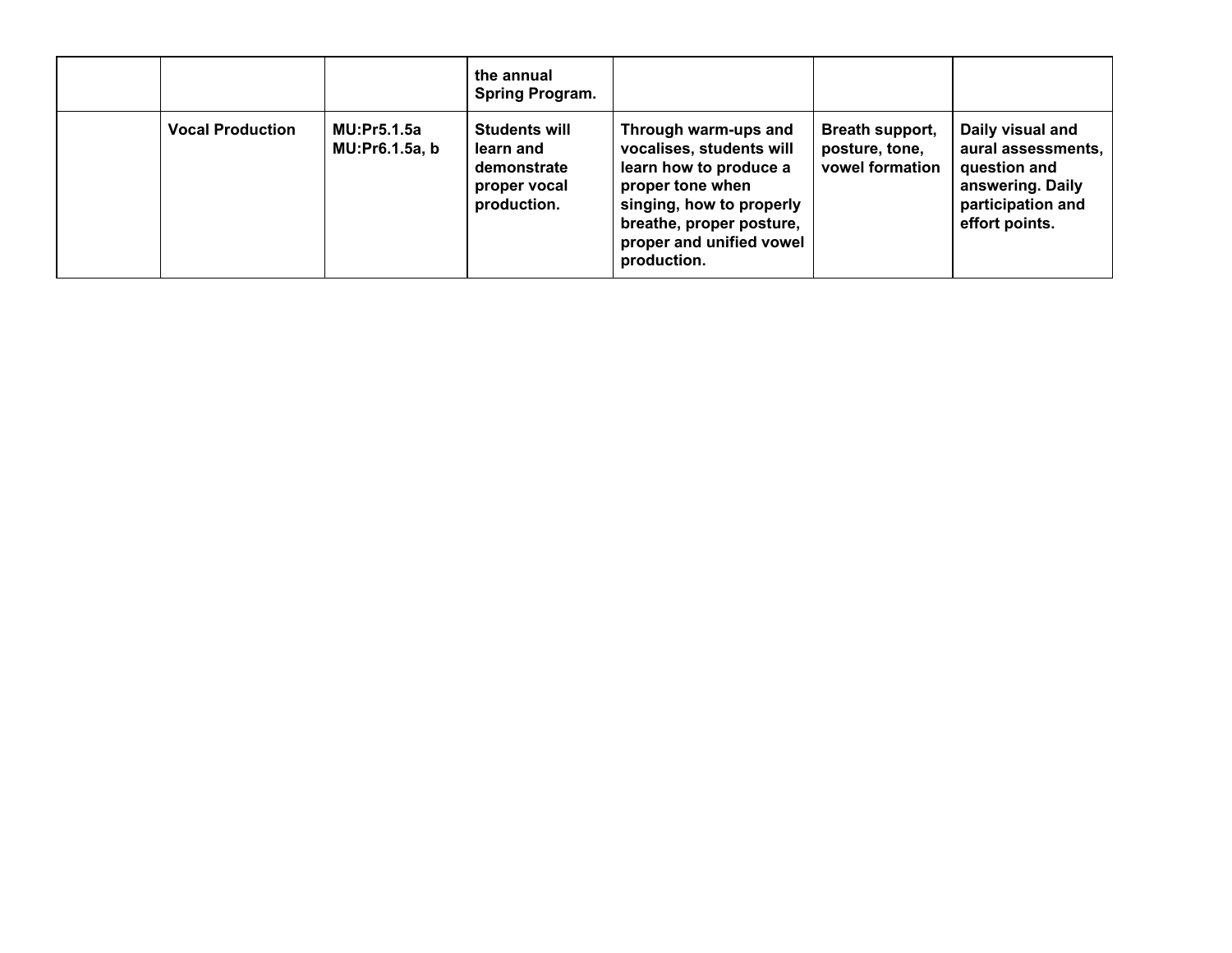| | | | | | | |
|---|---|---|---|---|---|---|
| | | | **the annual Spring Program.** | | | |
| | **Vocal Production** | **MU:Pr5.1.5a MU:Pr6.1.5a, b** | **Students will learn and demonstrate proper vocal production.** | **Through warm-ups and vocalises, students will learn how to produce a proper tone when singing, how to properly breathe, proper posture, proper and unified vowel production.** | **Breath support, posture, tone, vowel formation** | **Daily visual and aural assessments, question and answering. Daily participation and effort points.** |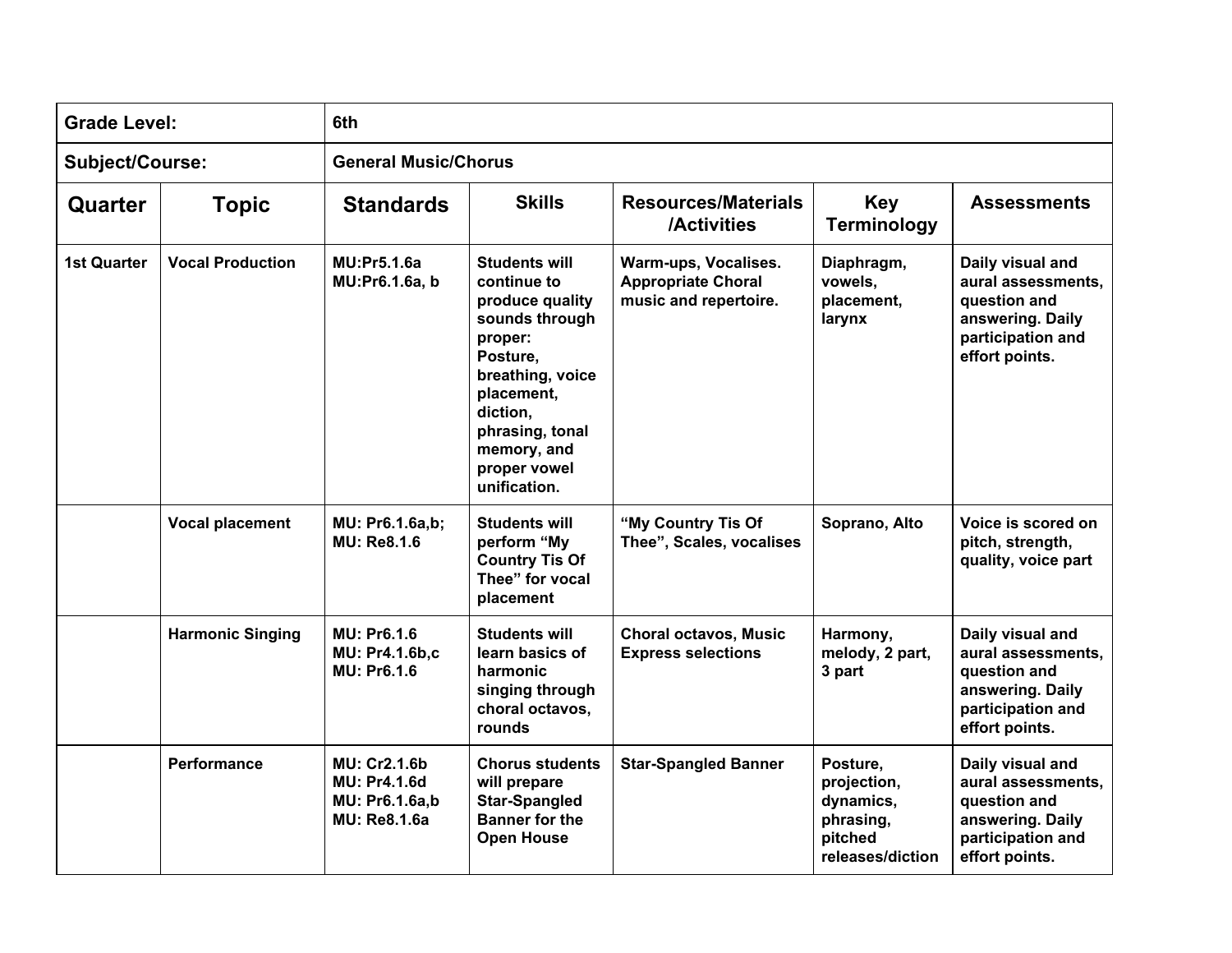| Grade Level: | 6th | | | | | |
|---|---|---|---|---|---|---|
| Subject/Course: | General Music/Chorus | | | | | |
| **Quarter** | **Topic** | **Standards** | **Skills** | **Resources/Materials /Activities** | **Key Terminology** | **Assessments** |
| 1st Quarter | Vocal Production | MU:Pr5.1.6a<br>MU:Pr6.1.6a, b | Students will continue to produce quality sounds through proper: Posture, breathing, voice placement, diction, phrasing, tonal memory, and proper vowel unification. | Warm-ups, Vocalises. Appropriate Choral music and repertoire. | Diaphragm, vowels, placement, larynx | Daily visual and aural assessments, question and answering. Daily participation and effort points. |
| | Vocal placement | MU: Pr6.1.6a,b;<br>MU: Re8.1.6 | Students will perform "My Country Tis Of Thee" for vocal placement | "My Country Tis Of Thee", Scales, vocalises | Soprano, Alto | Voice is scored on pitch, strength, quality, voice part |
| | Harmonic Singing | MU: Pr6.1.6<br>MU: Pr4.1.6b,c<br>MU: Pr6.1.6 | Students will learn basics of harmonic singing through choral octavos, rounds | Choral octavos, Music Express selections | Harmony, melody, 2 part, 3 part | Daily visual and aural assessments, question and answering. Daily participation and effort points. |
| | Performance | MU: Cr2.1.6b<br>MU: Pr4.1.6d<br>MU: Pr6.1.6a,b<br>MU: Re8.1.6a | Chorus students will prepare Star-Spangled Banner for the Open House | Star-Spangled Banner | Posture, projection, dynamics, phrasing, pitched releases/diction | Daily visual and aural assessments, question and answering. Daily participation and effort points. |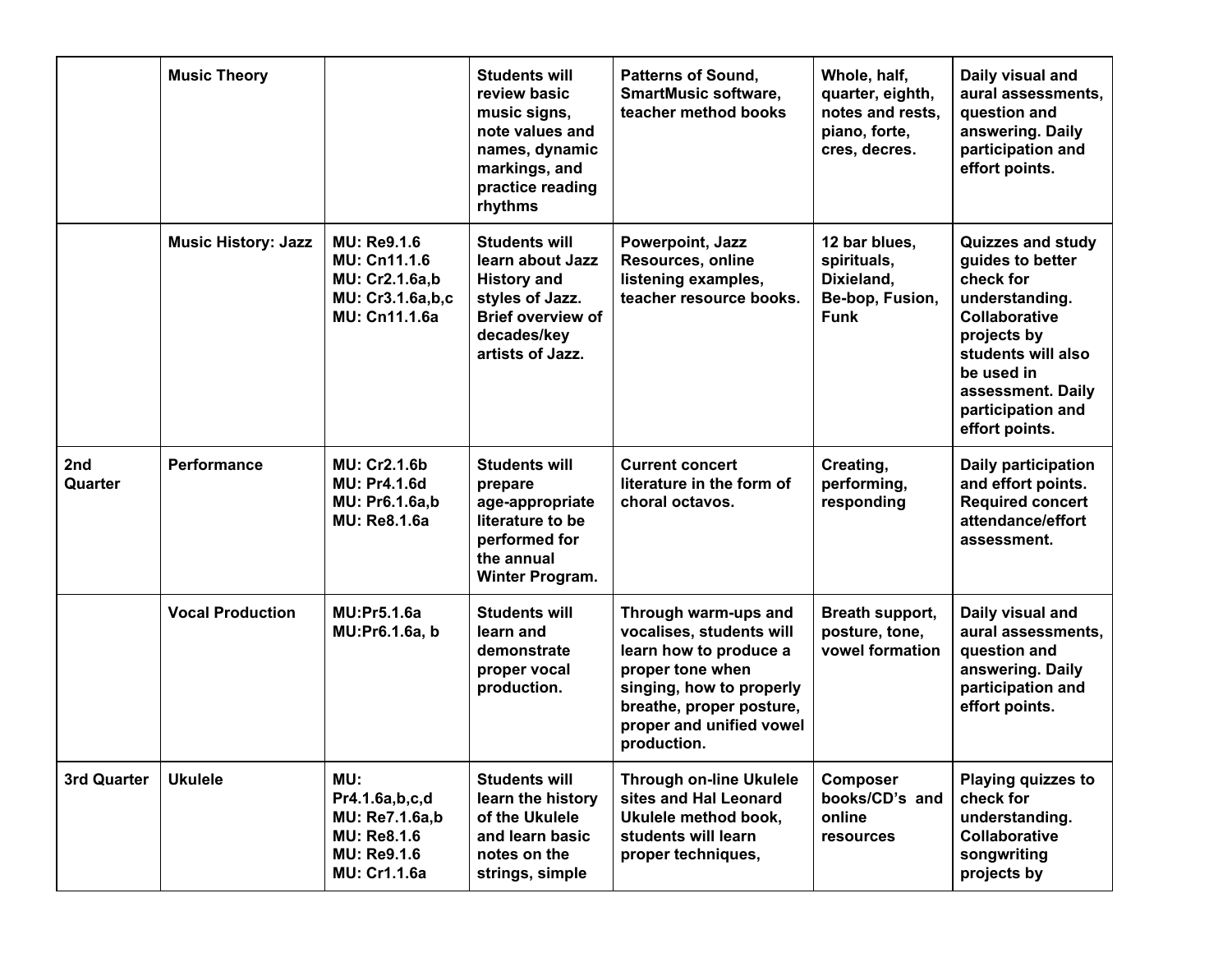| | | | | | | |
|---|---|---|---|---|---|---|
| | **Music Theory** | | **Students will review basic music signs, note values and names, dynamic markings, and practice reading rhythms** | **Patterns of Sound, SmartMusic software, teacher method books** | **Whole, half, quarter, eighth, notes and rests, piano, forte, cres, decres.** | **Daily visual and aural assessments, question and answering. Daily participation and effort points.** |
| | **Music History: Jazz** | **MU: Re9.1.6<br>MU: Cn11.1.6<br>MU: Cr2.1.6a,b<br>MU: Cr3.1.6a,b,c<br>MU: Cn11.1.6a** | **Students will learn about Jazz History and styles of Jazz. Brief overview of decades/key artists of Jazz.** | **Powerpoint, Jazz Resources, online listening examples, teacher resource books.** | **12 bar blues, spirituals, Dixieland, Be-bop, Fusion, Funk** | **Quizzes and study guides to better check for understanding. Collaborative projects by students will also be used in assessment. Daily participation and effort points.** |
| **2nd Quarter** | **Performance** | **MU: Cr2.1.6b<br>MU: Pr4.1.6d<br>MU: Pr6.1.6a,b<br>MU: Re8.1.6a** | **Students will prepare age-appropriate literature to be performed for the annual Winter Program.** | **Current concert literature in the form of choral octavos.** | **Creating, performing, responding** | **Daily participation and effort points. Required concert attendance/effort assessment.** |
| | **Vocal Production** | **MU:Pr5.1.6a<br>MU:Pr6.1.6a, b** | **Students will learn and demonstrate proper vocal production.** | **Through warm-ups and vocalises, students will learn how to produce a proper tone when singing, how to properly breathe, proper posture, proper and unified vowel production.** | **Breath support, posture, tone, vowel formation** | **Daily visual and aural assessments, question and answering. Daily participation and effort points.** |
| **3rd Quarter** | **Ukulele** | **MU: Pr4.1.6a,b,c,d<br>MU: Re7.1.6a,b<br>MU: Re8.1.6<br>MU: Re9.1.6<br>MU: Cr1.1.6a** | **Students will learn the history of the Ukulele and learn basic notes on the strings, simple** | **Through on-line Ukulele sites and Hal Leonard Ukulele method book, students will learn proper techniques,** | **Composer books/CD's and online resources** | **Playing quizzes to check for understanding. Collaborative songwriting projects by** |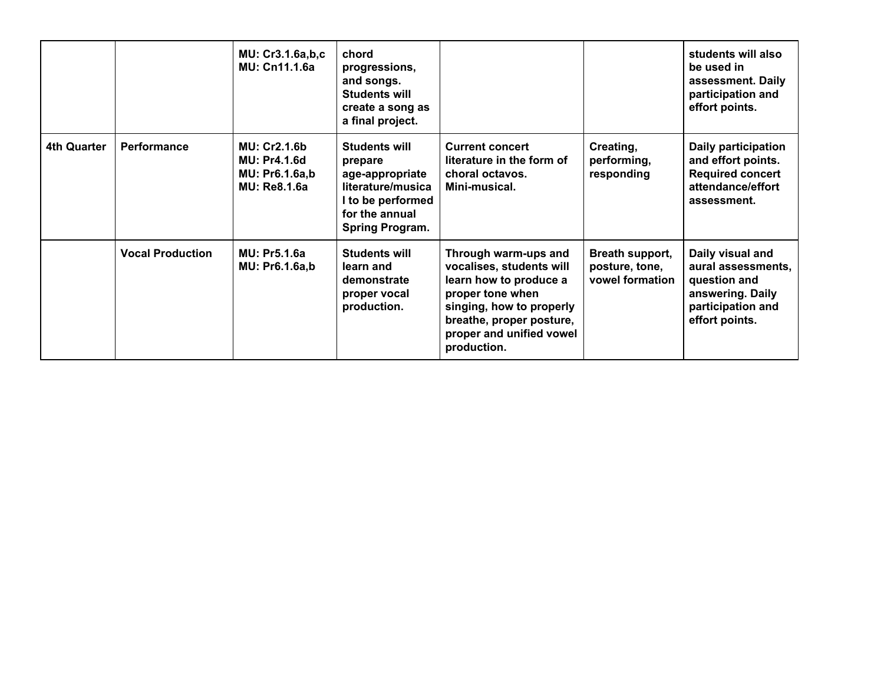| | | | | | | |
|---|---|---|---|---|---|---|
| | | **MU: Cr3.1.6a,b,c**<br>**MU: Cn11.1.6a** | **chord progressions, and songs. Students will create a song as a final project.** | | | **students will also be used in assessment. Daily participation and effort points.** |
| **4th Quarter** | **Performance** | **MU: Cr2.1.6b**<br>**MU: Pr4.1.6d**<br>**MU: Pr6.1.6a,b**<br>**MU: Re8.1.6a** | **Students will prepare age-appropriate literature/musical to be performed for the annual Spring Program.** | **Current concert literature in the form of choral octavos. Mini-musical.** | **Creating, performing, responding** | **Daily participation and effort points. Required concert attendance/effort assessment.** |
| | **Vocal Production** | **MU: Pr5.1.6a**<br>**MU: Pr6.1.6a,b** | **Students will learn and demonstrate proper vocal production.** | **Through warm-ups and vocalises, students will learn how to produce a proper tone when singing, how to properly breathe, proper posture, proper and unified vowel production.** | **Breath support, posture, tone, vowel formation** | **Daily visual and aural assessments, question and answering. Daily participation and effort points.** |